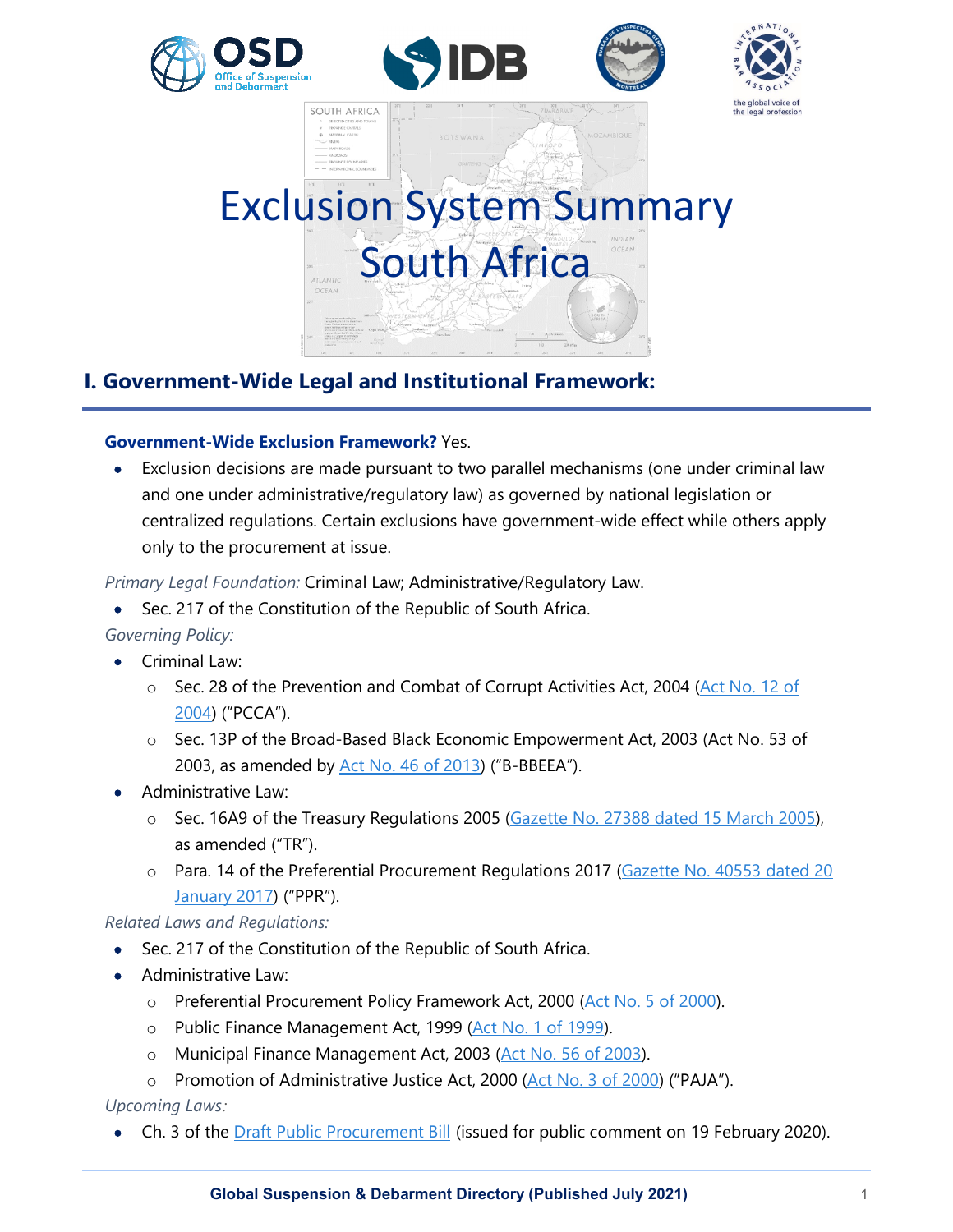# Exclusion System Summary
# South Africa

## I. Government-Wide Legal and Institutional Framework:

**Government-Wide Exclusion Framework?** Yes.

- Exclusion decisions are made pursuant to two parallel mechanisms (one under criminal law and one under administrative/regulatory law) as governed by national legislation or centralized regulations. Certain exclusions have government-wide effect while others apply only to the procurement at issue.

*Primary Legal Foundation:* Criminal Law; Administrative/Regulatory Law.

- Sec. 217 of the Constitution of the Republic of South Africa.

*Governing Policy:*

- Criminal Law:
  - Sec. 28 of the Prevention and Combat of Corrupt Activities Act, 2004 (Act No. 12 of 2004) ("PCCA").
  - Sec. 13P of the Broad-Based Black Economic Empowerment Act, 2003 (Act No. 53 of 2003, as amended by Act No. 46 of 2013) ("B-BBEEA").
- Administrative Law:
  - Sec. 16A9 of the Treasury Regulations 2005 (Gazette No. 27388 dated 15 March 2005), as amended ("TR").
  - Para. 14 of the Preferential Procurement Regulations 2017 (Gazette No. 40553 dated 20 January 2017) ("PPR").

*Related Laws and Regulations:*

- Sec. 217 of the Constitution of the Republic of South Africa.
- Administrative Law:
  - Preferential Procurement Policy Framework Act, 2000 (Act No. 5 of 2000).
  - Public Finance Management Act, 1999 (Act No. 1 of 1999).
  - Municipal Finance Management Act, 2003 (Act No. 56 of 2003).
  - Promotion of Administrative Justice Act, 2000 (Act No. 3 of 2000) ("PAJA").

*Upcoming Laws:*

- Ch. 3 of the Draft Public Procurement Bill (issued for public comment on 19 February 2020).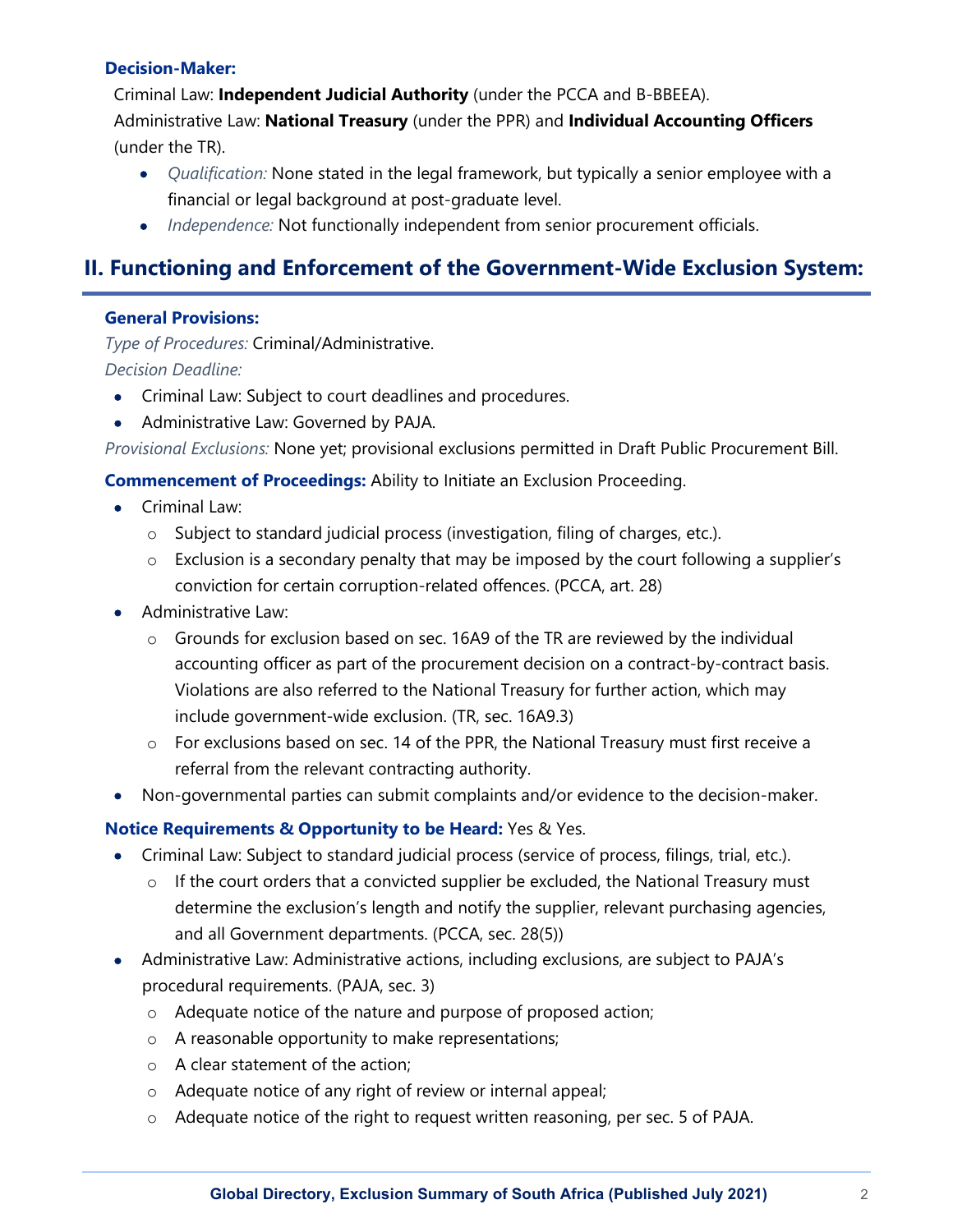**Decision-Maker:**

Criminal Law: **Independent Judicial Authority** (under the PCCA and B-BBEEA).

Administrative Law: **National Treasury** (under the PPR) and **Individual Accounting Officers** (under the TR).

- *Qualification:* None stated in the legal framework, but typically a senior employee with a financial or legal background at post-graduate level.
- *Independence:* Not functionally independent from senior procurement officials.

## II. Functioning and Enforcement of the Government-Wide Exclusion System:

**General Provisions:**

*Type of Procedures:* Criminal/Administrative.

*Decision Deadline:*

- Criminal Law: Subject to court deadlines and procedures.
- Administrative Law: Governed by PAJA.

*Provisional Exclusions:* None yet; provisional exclusions permitted in Draft Public Procurement Bill.

**Commencement of Proceedings:** Ability to Initiate an Exclusion Proceeding.

- Criminal Law:
  - Subject to standard judicial process (investigation, filing of charges, etc.).
  - Exclusion is a secondary penalty that may be imposed by the court following a supplier's conviction for certain corruption-related offences. (PCCA, art. 28)
- Administrative Law:
  - Grounds for exclusion based on sec. 16A9 of the TR are reviewed by the individual accounting officer as part of the procurement decision on a contract-by-contract basis. Violations are also referred to the National Treasury for further action, which may include government-wide exclusion. (TR, sec. 16A9.3)
  - For exclusions based on sec. 14 of the PPR, the National Treasury must first receive a referral from the relevant contracting authority.
- Non-governmental parties can submit complaints and/or evidence to the decision-maker.

**Notice Requirements & Opportunity to be Heard:** Yes & Yes.

- Criminal Law: Subject to standard judicial process (service of process, filings, trial, etc.).
  - If the court orders that a convicted supplier be excluded, the National Treasury must determine the exclusion's length and notify the supplier, relevant purchasing agencies, and all Government departments. (PCCA, sec. 28(5))
- Administrative Law: Administrative actions, including exclusions, are subject to PAJA's procedural requirements. (PAJA, sec. 3)
  - Adequate notice of the nature and purpose of proposed action;
  - A reasonable opportunity to make representations;
  - A clear statement of the action;
  - Adequate notice of any right of review or internal appeal;
  - Adequate notice of the right to request written reasoning, per sec. 5 of PAJA.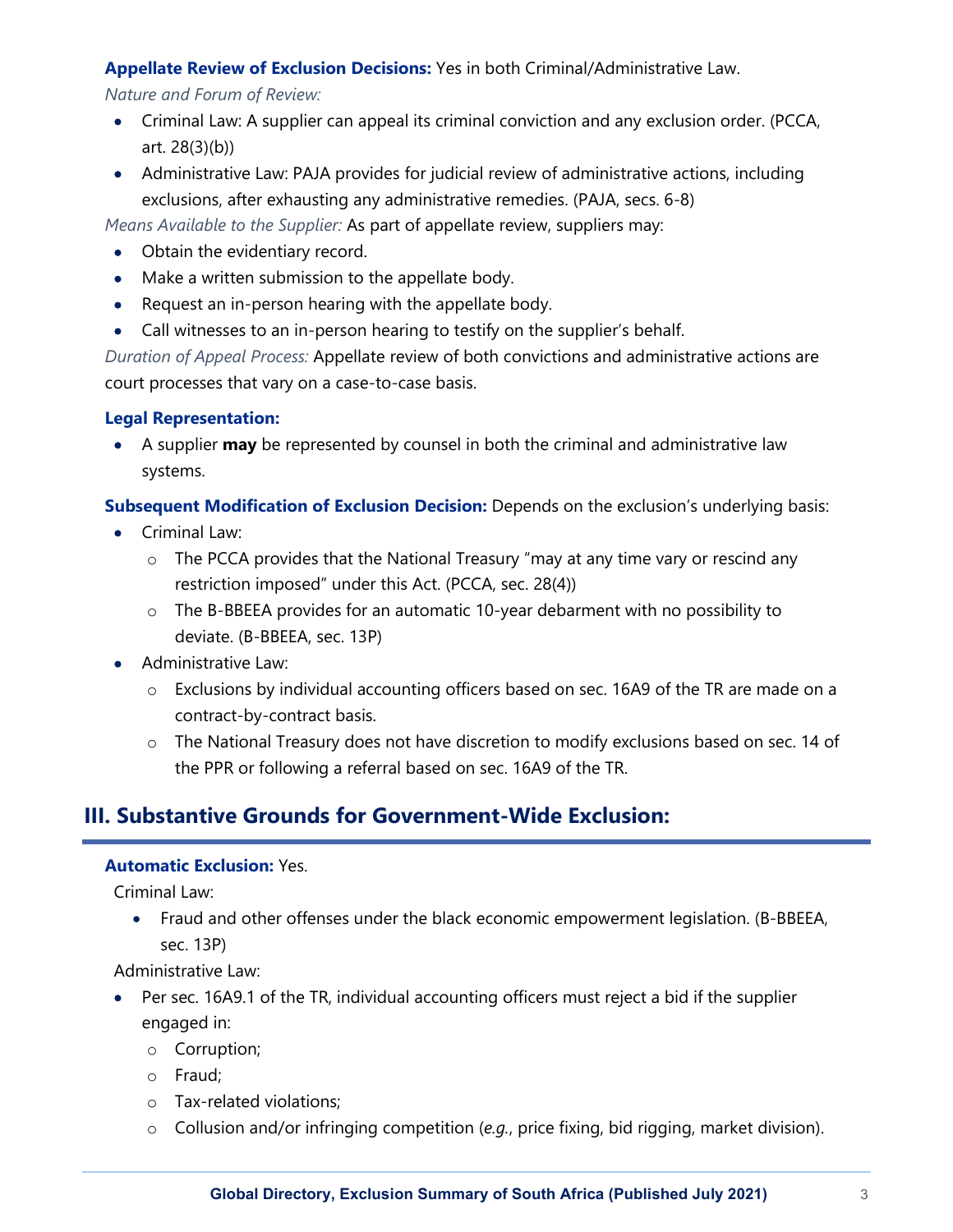**Appellate Review of Exclusion Decisions:** Yes in both Criminal/Administrative Law.

*Nature and Forum of Review:*

- Criminal Law: A supplier can appeal its criminal conviction and any exclusion order. (PCCA, art. 28(3)(b))
- Administrative Law: PAJA provides for judicial review of administrative actions, including exclusions, after exhausting any administrative remedies. (PAJA, secs. 6-8)

*Means Available to the Supplier:* As part of appellate review, suppliers may:

- Obtain the evidentiary record.
- Make a written submission to the appellate body.
- Request an in-person hearing with the appellate body.
- Call witnesses to an in-person hearing to testify on the supplier's behalf.

*Duration of Appeal Process:* Appellate review of both convictions and administrative actions are court processes that vary on a case-to-case basis.

**Legal Representation:**

- A supplier **may** be represented by counsel in both the criminal and administrative law systems.

**Subsequent Modification of Exclusion Decision:** Depends on the exclusion's underlying basis:

- Criminal Law:
  - The PCCA provides that the National Treasury "may at any time vary or rescind any restriction imposed" under this Act. (PCCA, sec. 28(4))
  - The B-BBEEA provides for an automatic 10-year debarment with no possibility to deviate. (B-BBEEA, sec. 13P)
- Administrative Law:
  - Exclusions by individual accounting officers based on sec. 16A9 of the TR are made on a contract-by-contract basis.
  - The National Treasury does not have discretion to modify exclusions based on sec. 14 of the PPR or following a referral based on sec. 16A9 of the TR.

## III. Substantive Grounds for Government-Wide Exclusion:

**Automatic Exclusion:** Yes.

Criminal Law:

- Fraud and other offenses under the black economic empowerment legislation. (B-BBEEA, sec. 13P)

Administrative Law:

- Per sec. 16A9.1 of the TR, individual accounting officers must reject a bid if the supplier engaged in:
  - Corruption;
  - Fraud;
  - Tax-related violations;
  - Collusion and/or infringing competition (*e.g.*, price fixing, bid rigging, market division).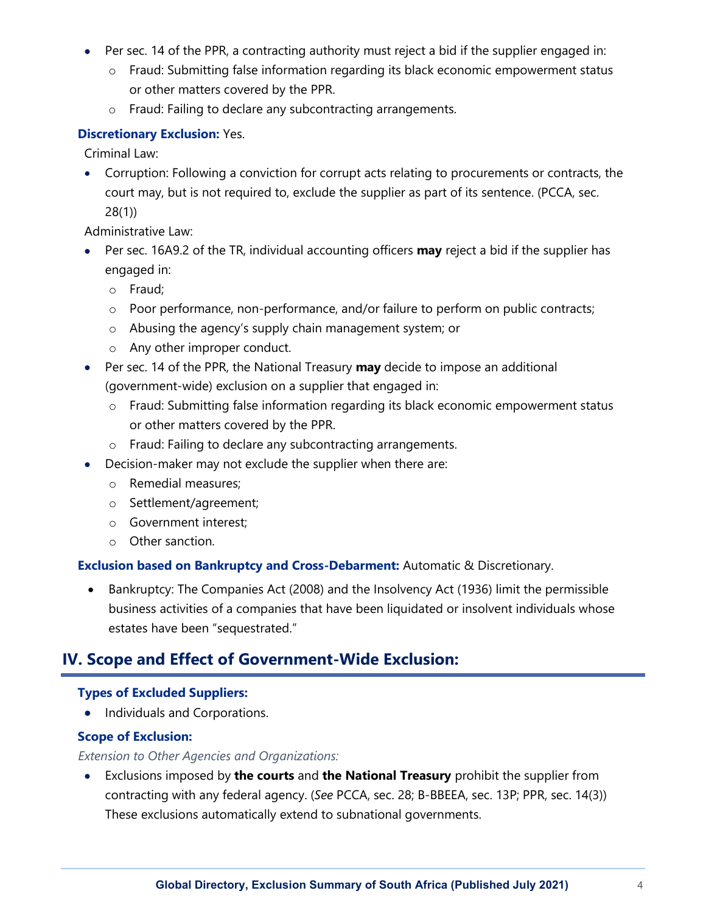- Per sec. 14 of the PPR, a contracting authority must reject a bid if the supplier engaged in:
  - Fraud: Submitting false information regarding its black economic empowerment status or other matters covered by the PPR.
  - Fraud: Failing to declare any subcontracting arrangements.

**Discretionary Exclusion:** Yes.

Criminal Law:

- Corruption: Following a conviction for corrupt acts relating to procurements or contracts, the court may, but is not required to, exclude the supplier as part of its sentence. (PCCA, sec. 28(1))

Administrative Law:

- Per sec. 16A9.2 of the TR, individual accounting officers **may** reject a bid if the supplier has engaged in:
  - Fraud;
  - Poor performance, non-performance, and/or failure to perform on public contracts;
  - Abusing the agency's supply chain management system; or
  - Any other improper conduct.
- Per sec. 14 of the PPR, the National Treasury **may** decide to impose an additional (government-wide) exclusion on a supplier that engaged in:
  - Fraud: Submitting false information regarding its black economic empowerment status or other matters covered by the PPR.
  - Fraud: Failing to declare any subcontracting arrangements.
- Decision-maker may not exclude the supplier when there are:
  - Remedial measures;
  - Settlement/agreement;
  - Government interest;
  - Other sanction.

**Exclusion based on Bankruptcy and Cross-Debarment:** Automatic & Discretionary.

- Bankruptcy: The Companies Act (2008) and the Insolvency Act (1936) limit the permissible business activities of a companies that have been liquidated or insolvent individuals whose estates have been "sequestrated."

## IV. Scope and Effect of Government-Wide Exclusion:

**Types of Excluded Suppliers:**

- Individuals and Corporations.

**Scope of Exclusion:**

*Extension to Other Agencies and Organizations:*

- Exclusions imposed by **the courts** and **the National Treasury** prohibit the supplier from contracting with any federal agency. (*See* PCCA, sec. 28; B-BBEEA, sec. 13P; PPR, sec. 14(3)) These exclusions automatically extend to subnational governments.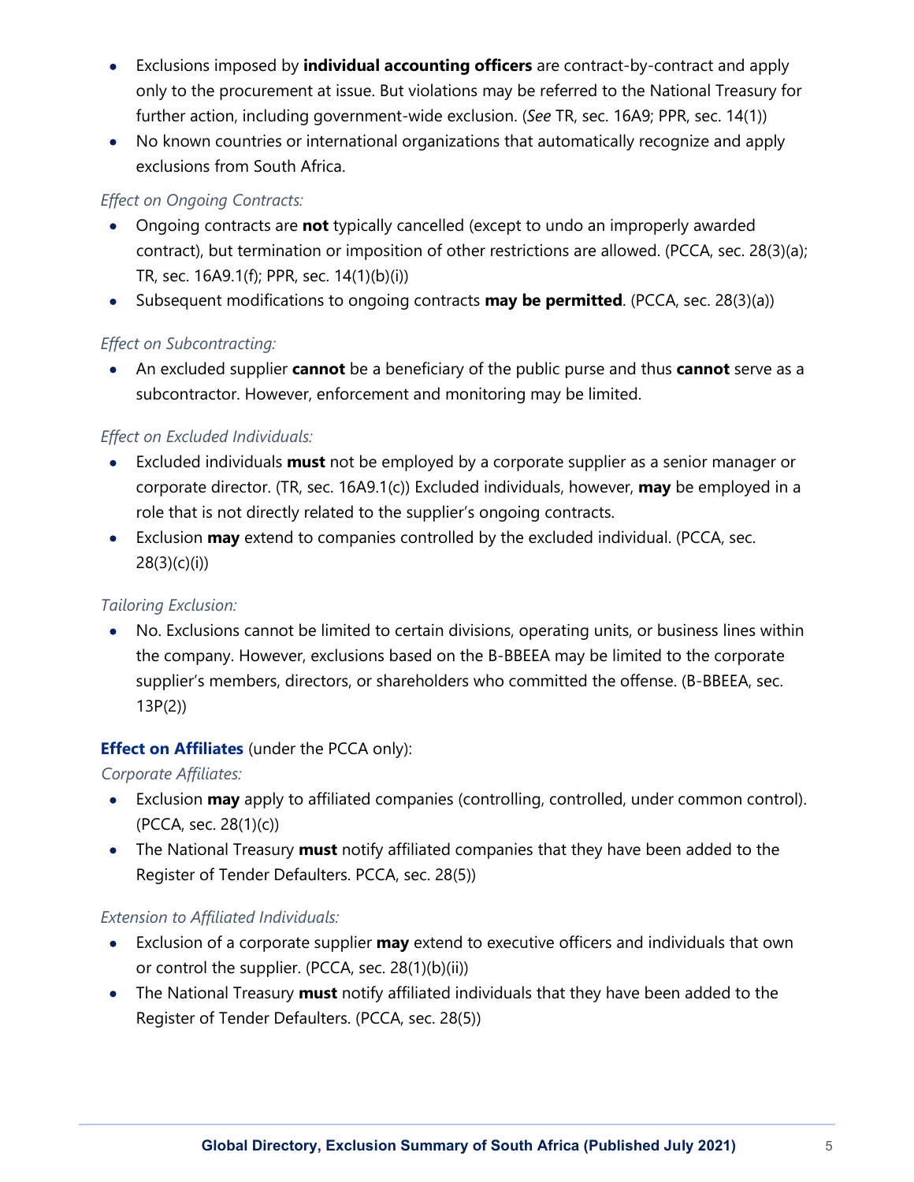- Exclusions imposed by **individual accounting officers** are contract-by-contract and apply only to the procurement at issue. But violations may be referred to the National Treasury for further action, including government-wide exclusion. (*See* TR, sec. 16A9; PPR, sec. 14(1))
- No known countries or international organizations that automatically recognize and apply exclusions from South Africa.

*Effect on Ongoing Contracts:*

- Ongoing contracts are **not** typically cancelled (except to undo an improperly awarded contract), but termination or imposition of other restrictions are allowed. (PCCA, sec. 28(3)(a); TR, sec. 16A9.1(f); PPR, sec. 14(1)(b)(i))
- Subsequent modifications to ongoing contracts **may be permitted**. (PCCA, sec. 28(3)(a))

*Effect on Subcontracting:*

- An excluded supplier **cannot** be a beneficiary of the public purse and thus **cannot** serve as a subcontractor. However, enforcement and monitoring may be limited.

*Effect on Excluded Individuals:*

- Excluded individuals **must** not be employed by a corporate supplier as a senior manager or corporate director. (TR, sec. 16A9.1(c)) Excluded individuals, however, **may** be employed in a role that is not directly related to the supplier's ongoing contracts.
- Exclusion **may** extend to companies controlled by the excluded individual. (PCCA, sec. 28(3)(c)(i))

*Tailoring Exclusion:*

- No. Exclusions cannot be limited to certain divisions, operating units, or business lines within the company. However, exclusions based on the B-BBEEA may be limited to the corporate supplier's members, directors, or shareholders who committed the offense. (B-BBEEA, sec. 13P(2))

**Effect on Affiliates** (under the PCCA only):

*Corporate Affiliates:*

- Exclusion **may** apply to affiliated companies (controlling, controlled, under common control). (PCCA, sec. 28(1)(c))
- The National Treasury **must** notify affiliated companies that they have been added to the Register of Tender Defaulters. PCCA, sec. 28(5))

*Extension to Affiliated Individuals:*

- Exclusion of a corporate supplier **may** extend to executive officers and individuals that own or control the supplier. (PCCA, sec. 28(1)(b)(ii))
- The National Treasury **must** notify affiliated individuals that they have been added to the Register of Tender Defaulters. (PCCA, sec. 28(5))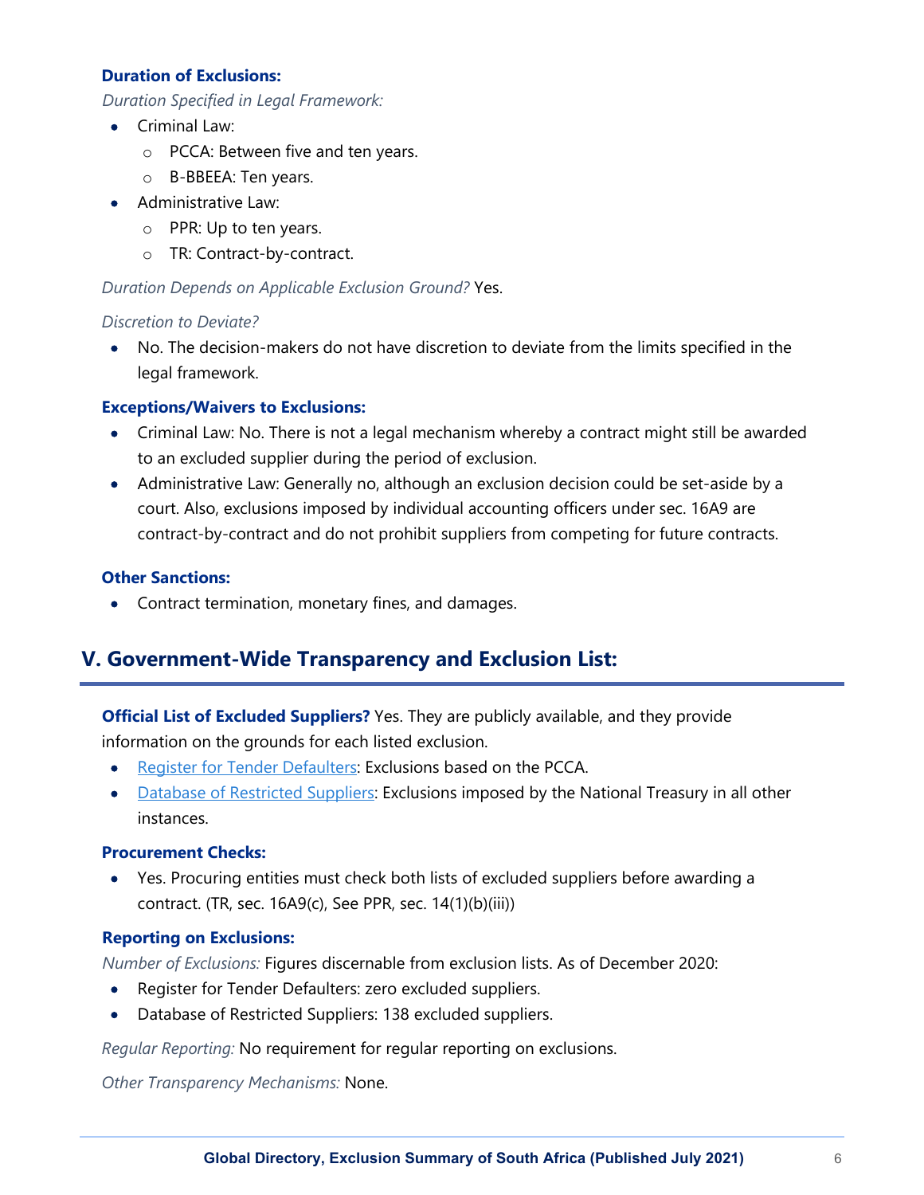### Duration of Exclusions:

*Duration Specified in Legal Framework:*

- Criminal Law:
  - PCCA: Between five and ten years.
  - B-BBEEA: Ten years.
- Administrative Law:
  - PPR: Up to ten years.
  - TR: Contract-by-contract.

*Duration Depends on Applicable Exclusion Ground?* Yes.

*Discretion to Deviate?*

- No. The decision-makers do not have discretion to deviate from the limits specified in the legal framework.

### Exceptions/Waivers to Exclusions:

- Criminal Law: No. There is not a legal mechanism whereby a contract might still be awarded to an excluded supplier during the period of exclusion.
- Administrative Law: Generally no, although an exclusion decision could be set-aside by a court. Also, exclusions imposed by individual accounting officers under sec. 16A9 are contract-by-contract and do not prohibit suppliers from competing for future contracts.

### Other Sanctions:

- Contract termination, monetary fines, and damages.

## V. Government-Wide Transparency and Exclusion List:

**Official List of Excluded Suppliers?** Yes. They are publicly available, and they provide information on the grounds for each listed exclusion.

- Register for Tender Defaulters: Exclusions based on the PCCA.
- Database of Restricted Suppliers: Exclusions imposed by the National Treasury in all other instances.

### Procurement Checks:

- Yes. Procuring entities must check both lists of excluded suppliers before awarding a contract. (TR, sec. 16A9(c), See PPR, sec. 14(1)(b)(iii))

### Reporting on Exclusions:

*Number of Exclusions:* Figures discernable from exclusion lists. As of December 2020:

- Register for Tender Defaulters: zero excluded suppliers.
- Database of Restricted Suppliers: 138 excluded suppliers.

*Regular Reporting:* No requirement for regular reporting on exclusions.

*Other Transparency Mechanisms:* None.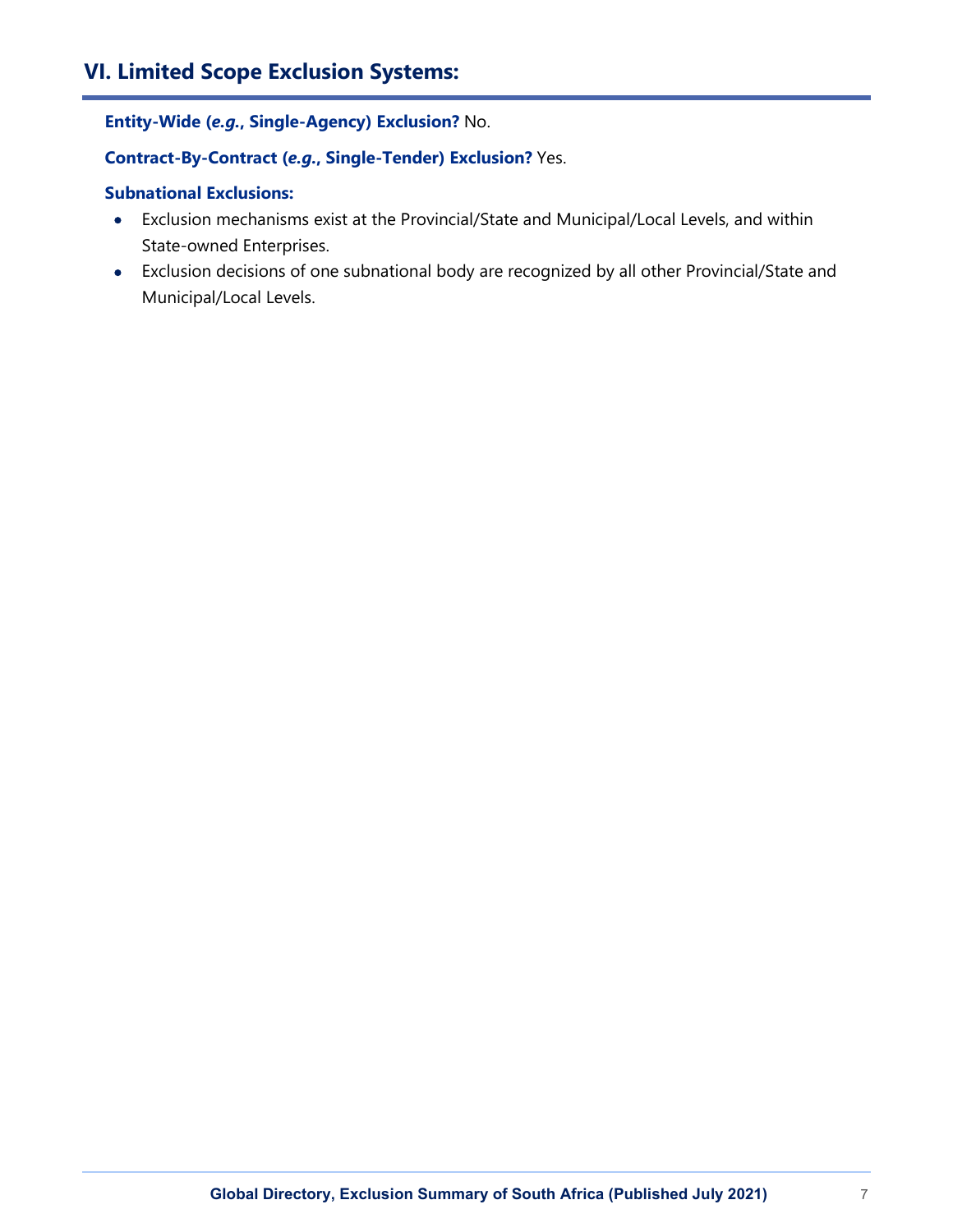## VI. Limited Scope Exclusion Systems:

**Entity-Wide (*e.g.*, Single-Agency) Exclusion?** No.

**Contract-By-Contract (*e.g.*, Single-Tender) Exclusion?** Yes.

**Subnational Exclusions:**

- Exclusion mechanisms exist at the Provincial/State and Municipal/Local Levels, and within State-owned Enterprises.
- Exclusion decisions of one subnational body are recognized by all other Provincial/State and Municipal/Local Levels.